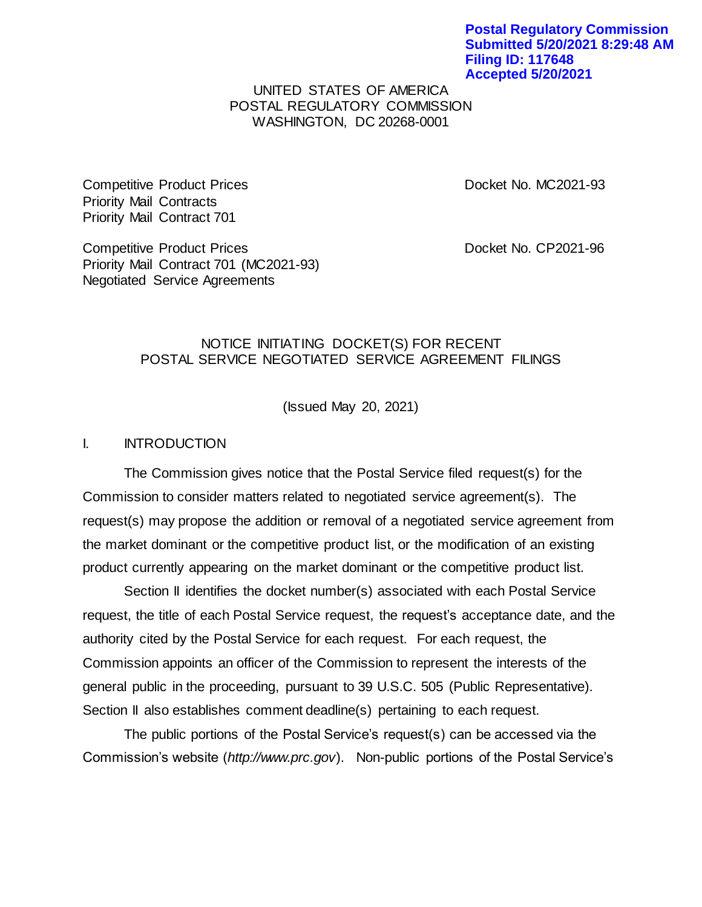Postal Regulatory Commission
Submitted 5/20/2021 8:29:48 AM
Filing ID: 117648
Accepted 5/20/2021

UNITED STATES OF AMERICA
POSTAL REGULATORY COMMISSION
WASHINGTON, DC 20268-0001

Competitive Product Prices
Priority Mail Contracts
Priority Mail Contract 701

Docket No. MC2021-93

Competitive Product Prices
Priority Mail Contract 701 (MC2021-93)
Negotiated Service Agreements

Docket No. CP2021-96

NOTICE INITIATING DOCKET(S) FOR RECENT
POSTAL SERVICE NEGOTIATED SERVICE AGREEMENT FILINGS

(Issued May 20, 2021)

## I. INTRODUCTION

The Commission gives notice that the Postal Service filed request(s) for the Commission to consider matters related to negotiated service agreement(s). The request(s) may propose the addition or removal of a negotiated service agreement from the market dominant or the competitive product list, or the modification of an existing product currently appearing on the market dominant or the competitive product list.

Section II identifies the docket number(s) associated with each Postal Service request, the title of each Postal Service request, the request's acceptance date, and the authority cited by the Postal Service for each request. For each request, the Commission appoints an officer of the Commission to represent the interests of the general public in the proceeding, pursuant to 39 U.S.C. 505 (Public Representative). Section II also establishes comment deadline(s) pertaining to each request.

The public portions of the Postal Service's request(s) can be accessed via the Commission's website (*http://www.prc.gov*). Non-public portions of the Postal Service's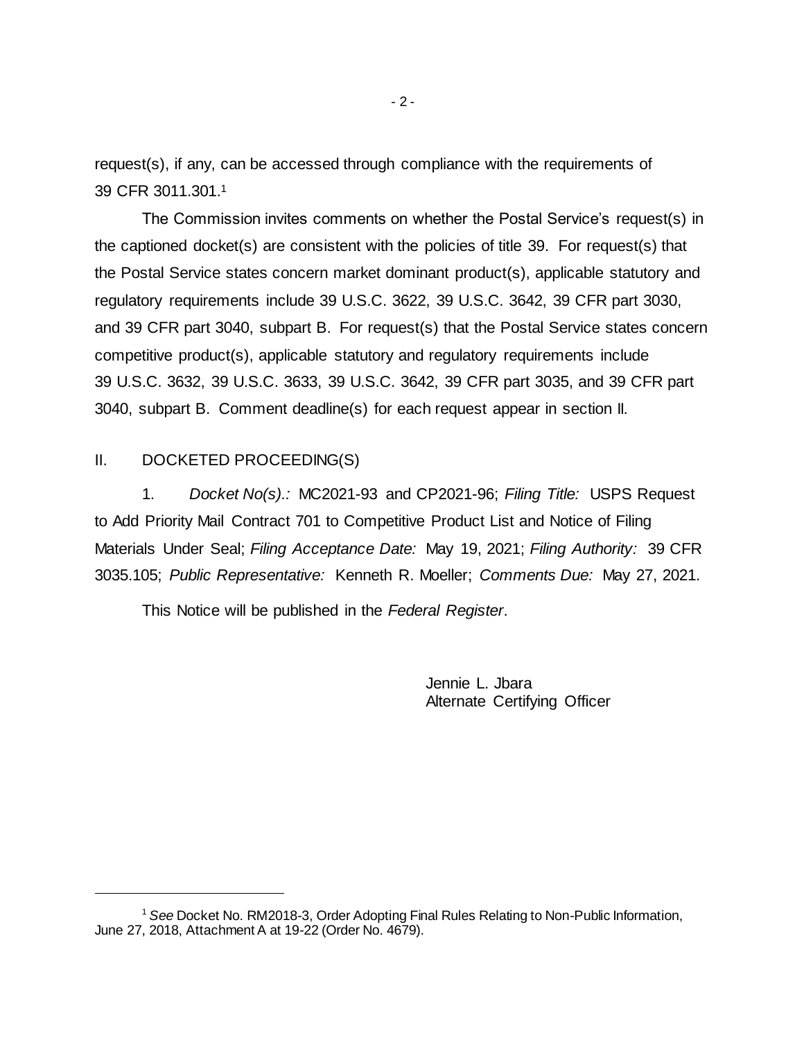request(s), if any, can be accessed through compliance with the requirements of 39 CFR 3011.301.[1]

The Commission invites comments on whether the Postal Service's request(s) in the captioned docket(s) are consistent with the policies of title 39. For request(s) that the Postal Service states concern market dominant product(s), applicable statutory and regulatory requirements include 39 U.S.C. 3622, 39 U.S.C. 3642, 39 CFR part 3030, and 39 CFR part 3040, subpart B. For request(s) that the Postal Service states concern competitive product(s), applicable statutory and regulatory requirements include 39 U.S.C. 3632, 39 U.S.C. 3633, 39 U.S.C. 3642, 39 CFR part 3035, and 39 CFR part 3040, subpart B. Comment deadline(s) for each request appear in section II.

## II. DOCKETED PROCEEDING(S)

1. *Docket No(s).:* MC2021-93 and CP2021-96; *Filing Title:* USPS Request to Add Priority Mail Contract 701 to Competitive Product List and Notice of Filing Materials Under Seal; *Filing Acceptance Date:* May 19, 2021; *Filing Authority:* 39 CFR 3035.105; *Public Representative:* Kenneth R. Moeller; *Comments Due:* May 27, 2021.

This Notice will be published in the *Federal Register*.

Jennie L. Jbara
Alternate Certifying Officer

---

[1] *See* Docket No. RM2018-3, Order Adopting Final Rules Relating to Non-Public Information, June 27, 2018, Attachment A at 19-22 (Order No. 4679).